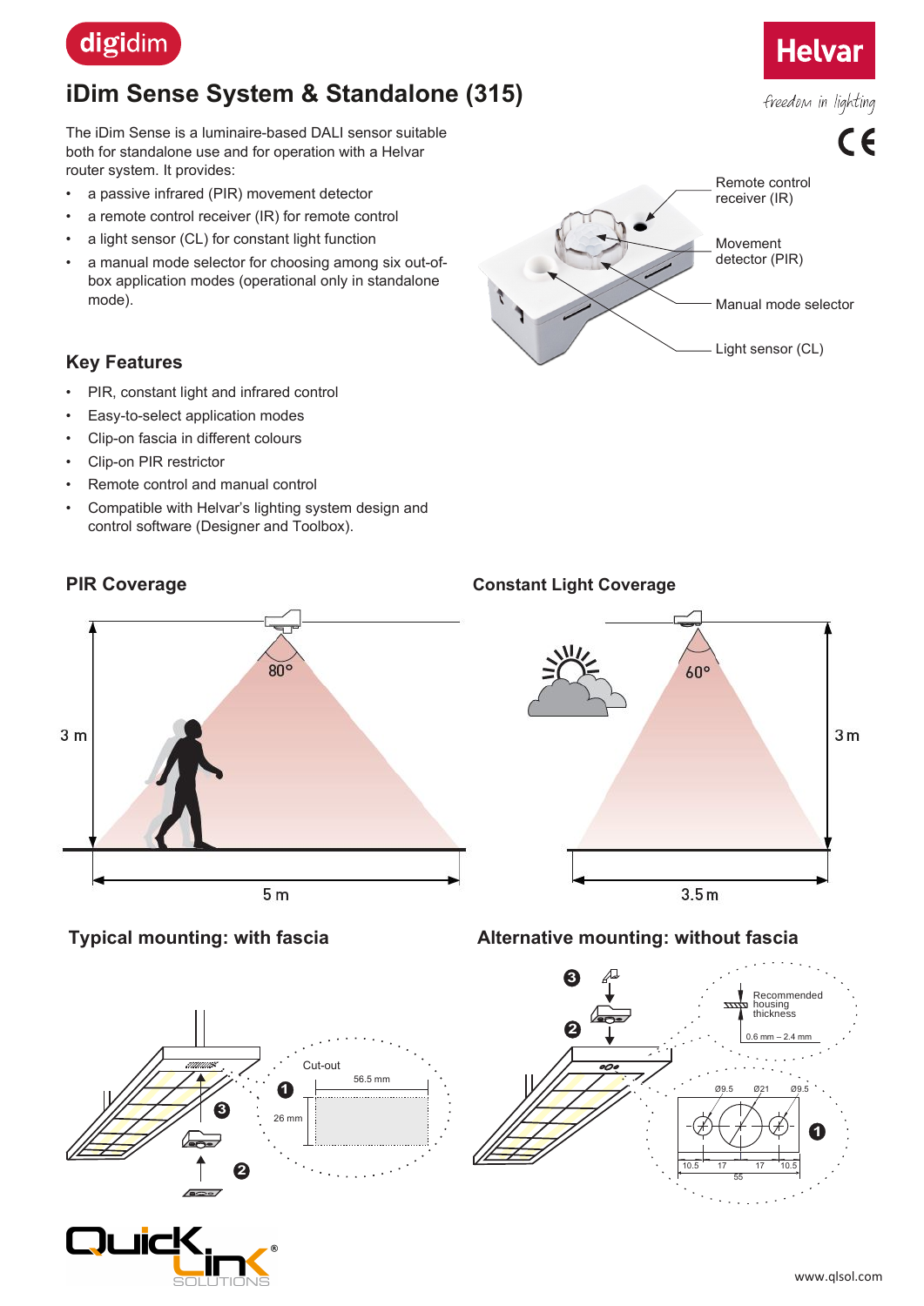digidim

# iDim Sense System & Standalone (315)

Helvar

freedom in lighting

The iDim Sense is a luminaire-based DALI sensor suitable both for standalone use and for operation with a Helvar router system. It provides:

- a passive infrared (PIR) movement detector
- a remote control receiver (IR) for remote control
- a light sensor (CL) for constant light function
- a manual mode selector for choosing among six out-of-box application modes (operational only in standalone mode).

Remote control receiver (IR)

Movement detector (PIR)

Manual mode selector

Light sensor (CL)

## Key Features

- PIR, constant light and infrared control
- Easy-to-select application modes
- Clip-on fascia in different colours
- Clip-on PIR restrictor
- Remote control and manual control
- Compatible with Helvar's lighting system design and control software (Designer and Toolbox).

## PIR Coverage

80°

3 m

5 m

## Constant Light Coverage

60°

3 m

3.5 m

## Typical mounting: with fascia

Cut-out

56.5 mm

26 mm

## Alternative mounting: without fascia

Recommended housing thickness

0.6 mm – 2.4 mm

Ø9.5 Ø21 Ø9.5

10.5 17 17 10.5

55

www.qlsol.com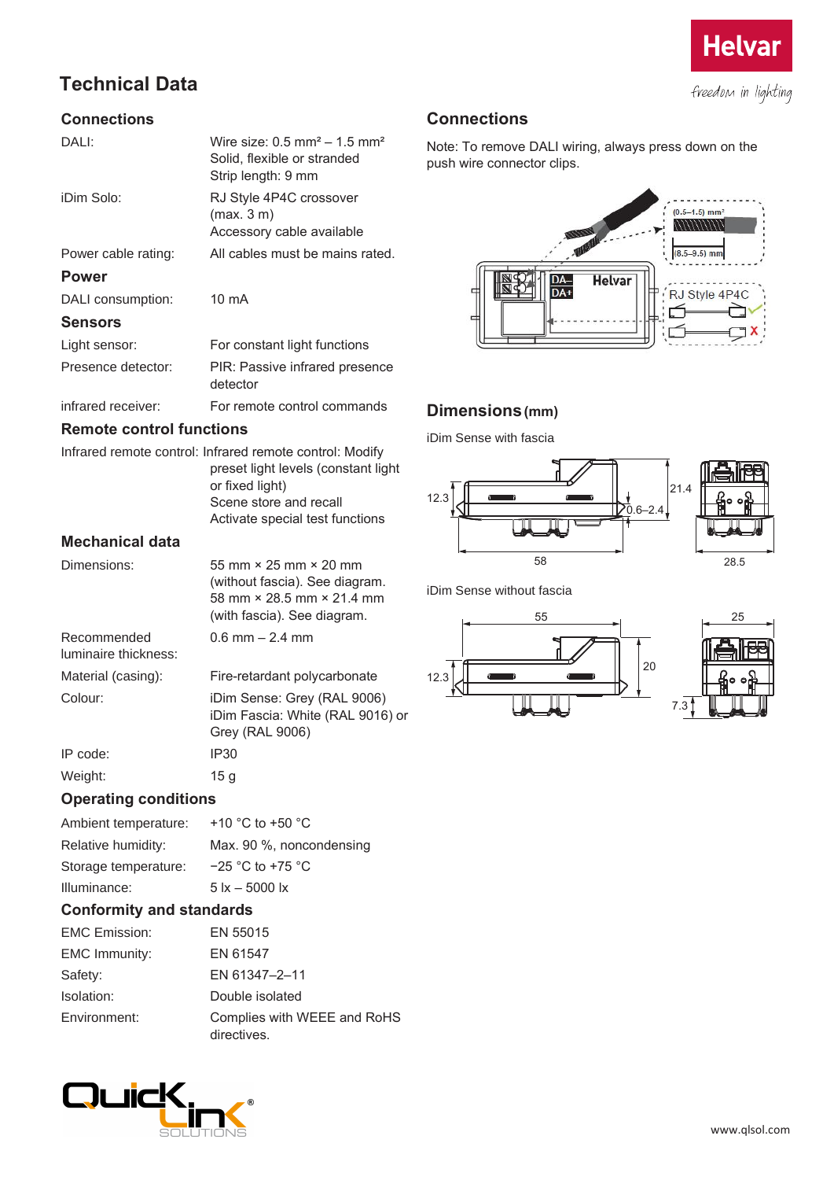# Technical Data

## Connections

| | |
|---|---|
| DALI: | Wire size: 0.5 mm² – 1.5 mm²<br>Solid, flexible or stranded<br>Strip length: 9 mm |
| iDim Solo: | RJ Style 4P4C crossover<br>(max. 3 m)<br>Accessory cable available |
| Power cable rating: | All cables must be mains rated. |

## Power

| | |
|---|---|
| DALI consumption: | 10 mA |

## Sensors

| | |
|---|---|
| Light sensor: | For constant light functions |
| Presence detector: | PIR: Passive infrared presence detector |
| infrared receiver: | For remote control commands |

## Remote control functions

| | |
|---|---|
| Infrared remote control: | Infrared remote control: Modify preset light levels (constant light or fixed light)<br>Scene store and recall<br>Activate special test functions |

## Mechanical data

| | |
|---|---|
| Dimensions: | 55 mm × 25 mm × 20 mm (without fascia). See diagram.<br>58 mm × 28.5 mm × 21.4 mm (with fascia). See diagram. |
| Recommended luminaire thickness: | 0.6 mm – 2.4 mm |
| Material (casing): | Fire-retardant polycarbonate |
| Colour: | iDim Sense: Grey (RAL 9006)<br>iDim Fascia: White (RAL 9016) or Grey (RAL 9006) |
| IP code: | IP30 |
| Weight: | 15 g |

## Operating conditions

| | |
|---|---|
| Ambient temperature: | +10 °C to +50 °C |
| Relative humidity: | Max. 90 %, noncondensing |
| Storage temperature: | −25 °C to +75 °C |
| Illuminance: | 5 lx – 5000 lx |

## Conformity and standards

| | |
|---|---|
| EMC Emission: | EN 55015 |
| EMC Immunity: | EN 61547 |
| Safety: | EN 61347–2–11 |
| Isolation: | Double isolated |
| Environment: | Complies with WEEE and RoHS directives. |

## Connections

Note: To remove DALI wiring, always press down on the push wire connector clips.

(0.5–1.5) mm²

(8.5–9.5) mm

DA–

DA+

Helvar

RJ Style 4P4C

## Dimensions (mm)

iDim Sense with fascia

12.3

21.4

0.6–2.4

58

28.5

iDim Sense without fascia

55

25

12.3

20

7.3

www.qlsol.com